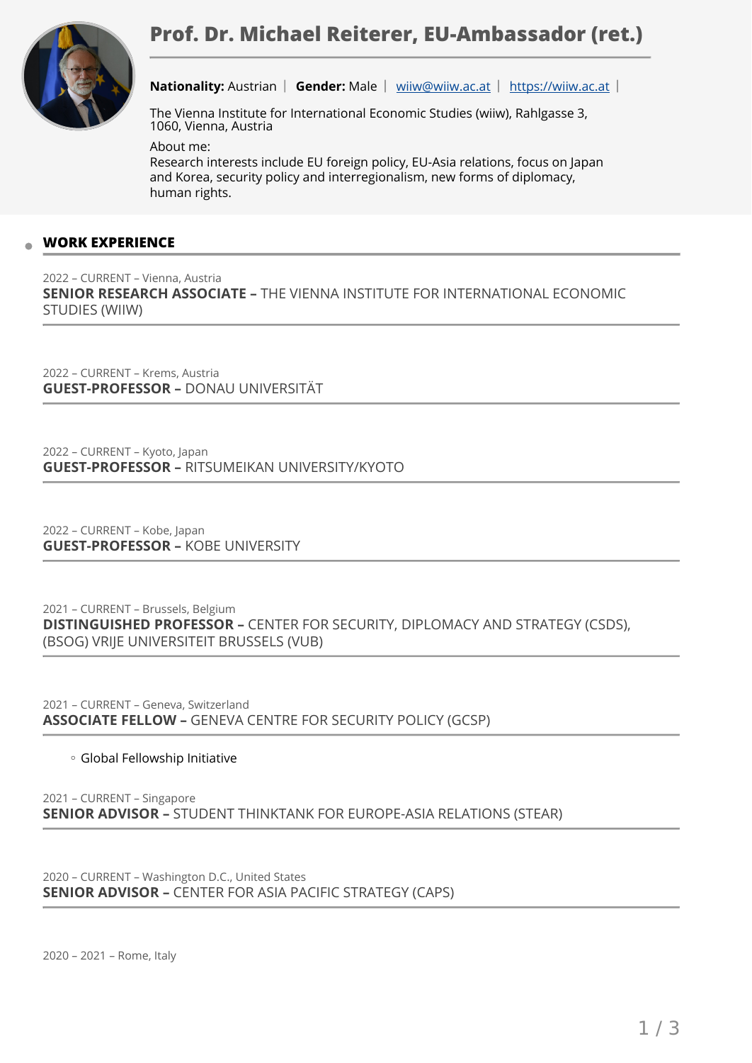# Prof. Dr. Michael Reiterer, EU-Ambassador (ret.)

**Nationality:** Austrian | **Gender:** Male | wiiw@wiiw.ac.at | https://wiiw.ac.at |

The Vienna Institute for International Economic Studies (wiiw), Rahlgasse 3, 1060, Vienna, Austria

About me:
Research interests include EU foreign policy, EU-Asia relations, focus on Japan and Korea, security policy and interregionalism, new forms of diplomacy, human rights.

## WORK EXPERIENCE

2022 – CURRENT – Vienna, Austria
**SENIOR RESEARCH ASSOCIATE –** THE VIENNA INSTITUTE FOR INTERNATIONAL ECONOMIC STUDIES (WIIW)

2022 – CURRENT – Krems, Austria
**GUEST-PROFESSOR –** DONAU UNIVERSITÄT

2022 – CURRENT – Kyoto, Japan
**GUEST-PROFESSOR –** RITSUMEIKAN UNIVERSITY/KYOTO

2022 – CURRENT – Kobe, Japan
**GUEST-PROFESSOR –** KOBE UNIVERSITY

2021 – CURRENT – Brussels, Belgium
**DISTINGUISHED PROFESSOR –** CENTER FOR SECURITY, DIPLOMACY AND STRATEGY (CSDS), (BSOG) VRIJE UNIVERSITEIT BRUSSELS (VUB)

2021 – CURRENT – Geneva, Switzerland
**ASSOCIATE FELLOW –** GENEVA CENTRE FOR SECURITY POLICY (GCSP)

- Global Fellowship Initiative

2021 – CURRENT – Singapore
**SENIOR ADVISOR –** STUDENT THINKTANK FOR EUROPE-ASIA RELATIONS (STEAR)

2020 – CURRENT – Washington D.C., United States
**SENIOR ADVISOR –** CENTER FOR ASIA PACIFIC STRATEGY (CAPS)

2020 – 2021 – Rome, Italy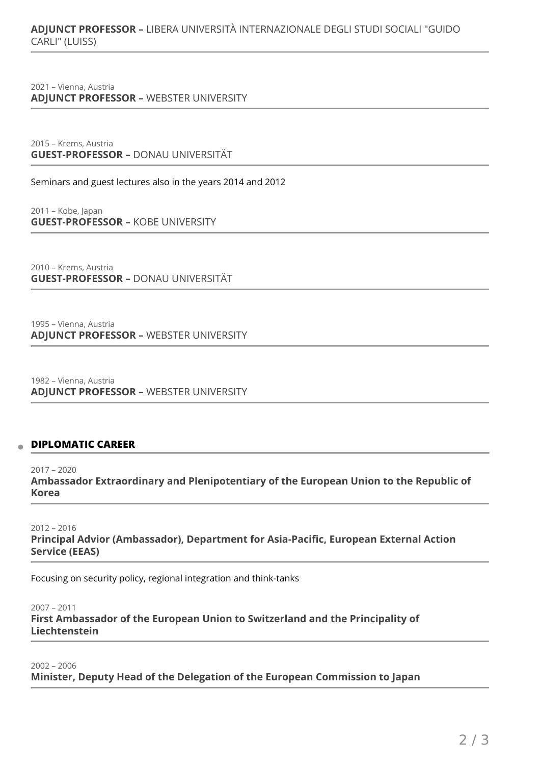**ADJUNCT PROFESSOR –** LIBERA UNIVERSITÀ INTERNAZIONALE DEGLI STUDI SOCIALI "GUIDO CARLI" (LUISS)

2021 – Vienna, Austria
**ADJUNCT PROFESSOR –** WEBSTER UNIVERSITY

2015 – Krems, Austria
**GUEST-PROFESSOR –** DONAU UNIVERSITÄT

Seminars and guest lectures also in the years 2014 and 2012

2011 – Kobe, Japan
**GUEST-PROFESSOR –** KOBE UNIVERSITY

2010 – Krems, Austria
**GUEST-PROFESSOR –** DONAU UNIVERSITÄT

1995 – Vienna, Austria
**ADJUNCT PROFESSOR –** WEBSTER UNIVERSITY

1982 – Vienna, Austria
**ADJUNCT PROFESSOR –** WEBSTER UNIVERSITY

## DIPLOMATIC CAREER

2017 – 2020
**Ambassador Extraordinary and Plenipotentiary of the European Union to the Republic of Korea**

2012 – 2016
**Principal Advior (Ambassador), Department for Asia-Pacific, European External Action Service (EEAS)**

Focusing on security policy, regional integration and think-tanks

2007 – 2011
**First Ambassador of the European Union to Switzerland and the Principality of Liechtenstein**

2002 – 2006
**Minister, Deputy Head of the Delegation of the European Commission to Japan**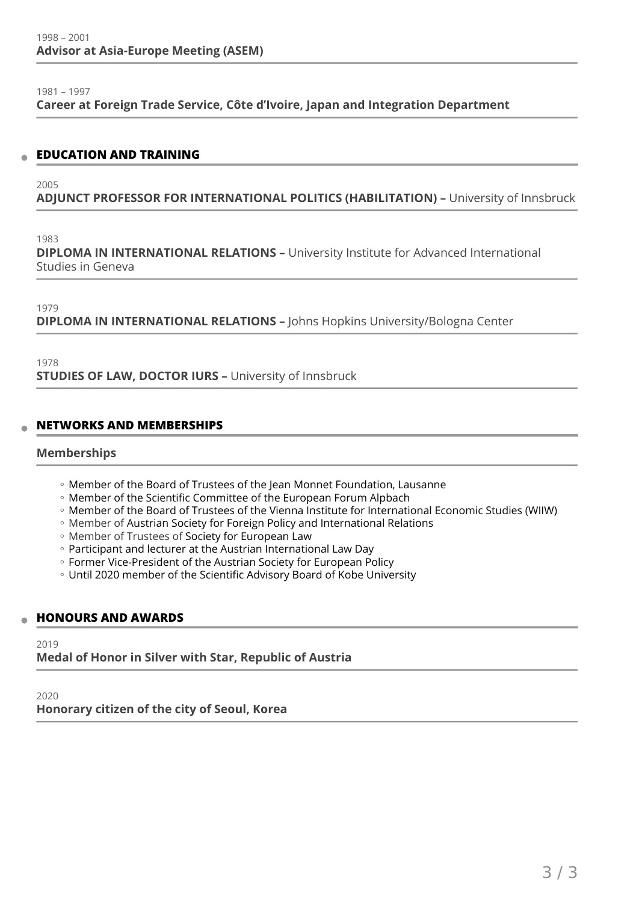1998 – 2001
**Advisor at Asia-Europe Meeting (ASEM)**

1981 – 1997
**Career at Foreign Trade Service, Côte d'Ivoire, Japan and Integration Department**

## EDUCATION AND TRAINING

2005
**ADJUNCT PROFESSOR FOR INTERNATIONAL POLITICS (HABILITATION) –** University of Innsbruck

1983
**DIPLOMA IN INTERNATIONAL RELATIONS –** University Institute for Advanced International Studies in Geneva

1979
**DIPLOMA IN INTERNATIONAL RELATIONS –** Johns Hopkins University/Bologna Center

1978
**STUDIES OF LAW, DOCTOR IURS –** University of Innsbruck

## NETWORKS AND MEMBERSHIPS

### Memberships

- Member of the Board of Trustees of the Jean Monnet Foundation, Lausanne
- Member of the Scientific Committee of the European Forum Alpbach
- Member of the Board of Trustees of the Vienna Institute for International Economic Studies (WIIW)
- Member of Austrian Society for Foreign Policy and International Relations
- Member of Trustees of Society for European Law
- Participant and lecturer at the Austrian International Law Day
- Former Vice-President of the Austrian Society for European Policy
- Until 2020 member of the Scientific Advisory Board of Kobe University

## HONOURS AND AWARDS

2019
**Medal of Honor in Silver with Star, Republic of Austria**

2020
**Honorary citizen of the city of Seoul, Korea**